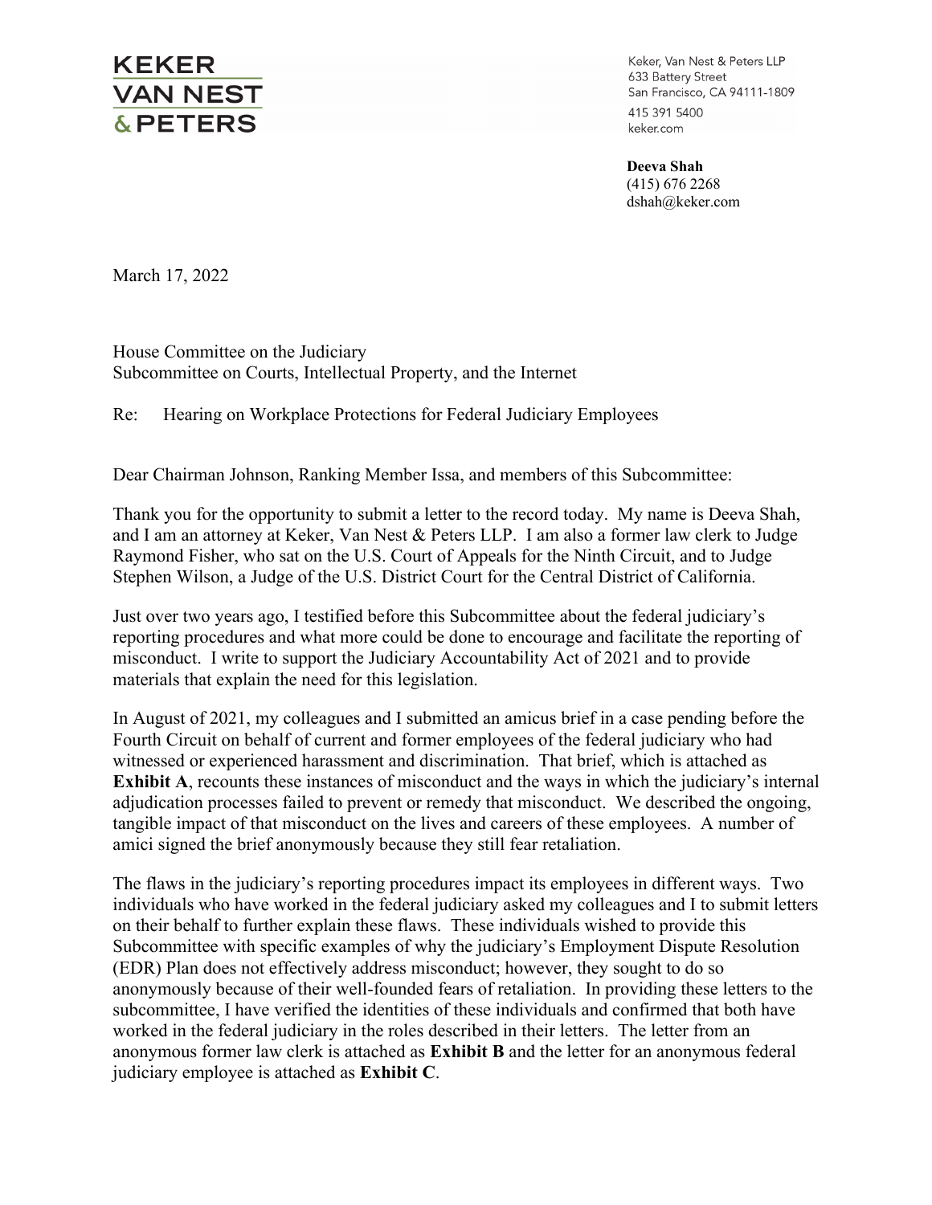**KEKER VAN NEST & PETERS**

Keker, Van Nest & Peters LLP
633 Battery Street
San Francisco, CA 94111-1809
415 391 5400
keker.com

**Deeva Shah**
(415) 676 2268
dshah@keker.com

March 17, 2022

House Committee on the Judiciary
Subcommittee on Courts, Intellectual Property, and the Internet

Re: Hearing on Workplace Protections for Federal Judiciary Employees

Dear Chairman Johnson, Ranking Member Issa, and members of this Subcommittee:

Thank you for the opportunity to submit a letter to the record today. My name is Deeva Shah, and I am an attorney at Keker, Van Nest & Peters LLP. I am also a former law clerk to Judge Raymond Fisher, who sat on the U.S. Court of Appeals for the Ninth Circuit, and to Judge Stephen Wilson, a Judge of the U.S. District Court for the Central District of California.

Just over two years ago, I testified before this Subcommittee about the federal judiciary's reporting procedures and what more could be done to encourage and facilitate the reporting of misconduct. I write to support the Judiciary Accountability Act of 2021 and to provide materials that explain the need for this legislation.

In August of 2021, my colleagues and I submitted an amicus brief in a case pending before the Fourth Circuit on behalf of current and former employees of the federal judiciary who had witnessed or experienced harassment and discrimination. That brief, which is attached as **Exhibit A**, recounts these instances of misconduct and the ways in which the judiciary's internal adjudication processes failed to prevent or remedy that misconduct. We described the ongoing, tangible impact of that misconduct on the lives and careers of these employees. A number of amici signed the brief anonymously because they still fear retaliation.

The flaws in the judiciary's reporting procedures impact its employees in different ways. Two individuals who have worked in the federal judiciary asked my colleagues and I to submit letters on their behalf to further explain these flaws. These individuals wished to provide this Subcommittee with specific examples of why the judiciary's Employment Dispute Resolution (EDR) Plan does not effectively address misconduct; however, they sought to do so anonymously because of their well-founded fears of retaliation. In providing these letters to the subcommittee, I have verified the identities of these individuals and confirmed that both have worked in the federal judiciary in the roles described in their letters. The letter from an anonymous former law clerk is attached as **Exhibit B** and the letter for an anonymous federal judiciary employee is attached as **Exhibit C**.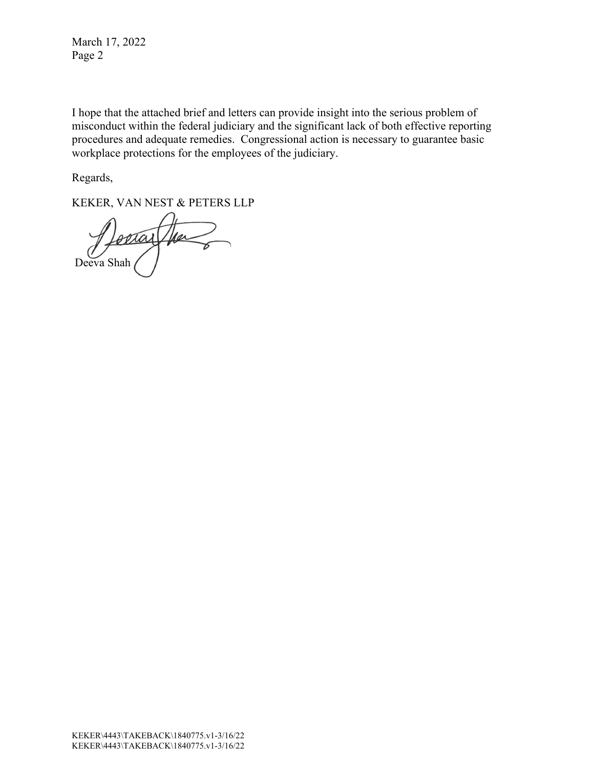I hope that the attached brief and letters can provide insight into the serious problem of misconduct within the federal judiciary and the significant lack of both effective reporting procedures and adequate remedies. Congressional action is necessary to guarantee basic workplace protections for the employees of the judiciary.

Regards,

KEKER, VAN NEST & PETERS LLP

Deeva Shah

KEKER\4443\TAKEBACK\1840775.v1-3/16/22
KEKER\4443\TAKEBACK\1840775.v1-3/16/22